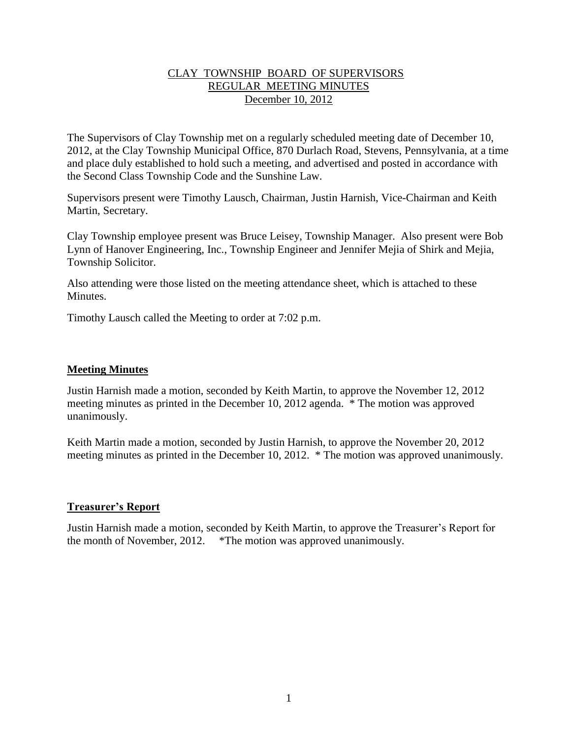# CLAY TOWNSHIP BOARD OF SUPERVISORS
## REGULAR MEETING MINUTES
### December 10, 2012

The Supervisors of Clay Township met on a regularly scheduled meeting date of December 10, 2012, at the Clay Township Municipal Office, 870 Durlach Road, Stevens, Pennsylvania, at a time and place duly established to hold such a meeting, and advertised and posted in accordance with the Second Class Township Code and the Sunshine Law.

Supervisors present were Timothy Lausch, Chairman, Justin Harnish, Vice-Chairman and Keith Martin, Secretary.

Clay Township employee present was Bruce Leisey, Township Manager. Also present were Bob Lynn of Hanover Engineering, Inc., Township Engineer and Jennifer Mejia of Shirk and Mejia, Township Solicitor.

Also attending were those listed on the meeting attendance sheet, which is attached to these Minutes.

Timothy Lausch called the Meeting to order at 7:02 p.m.

**Meeting Minutes**

Justin Harnish made a motion, seconded by Keith Martin, to approve the November 12, 2012 meeting minutes as printed in the December 10, 2012 agenda. * The motion was approved unanimously.

Keith Martin made a motion, seconded by Justin Harnish, to approve the November 20, 2012 meeting minutes as printed in the December 10, 2012. * The motion was approved unanimously.

**Treasurer's Report**

Justin Harnish made a motion, seconded by Keith Martin, to approve the Treasurer's Report for the month of November, 2012. *The motion was approved unanimously.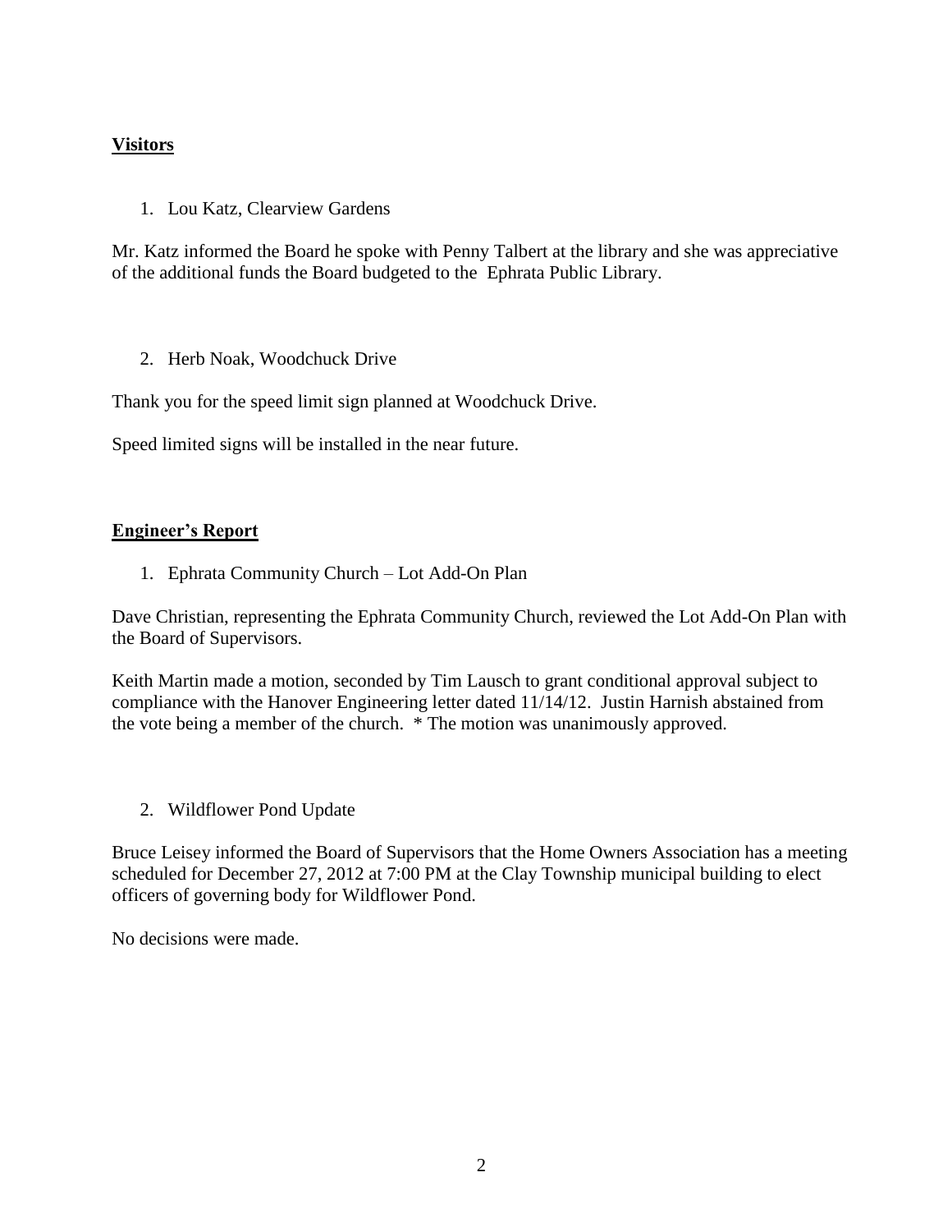**Visitors**

1. Lou Katz, Clearview Gardens

Mr. Katz informed the Board he spoke with Penny Talbert at the library and she was appreciative of the additional funds the Board budgeted to the Ephrata Public Library.

2. Herb Noak, Woodchuck Drive

Thank you for the speed limit sign planned at Woodchuck Drive.

Speed limited signs will be installed in the near future.

**Engineer's Report**

1. Ephrata Community Church – Lot Add-On Plan

Dave Christian, representing the Ephrata Community Church, reviewed the Lot Add-On Plan with the Board of Supervisors.

Keith Martin made a motion, seconded by Tim Lausch to grant conditional approval subject to compliance with the Hanover Engineering letter dated 11/14/12. Justin Harnish abstained from the vote being a member of the church. * The motion was unanimously approved.

2. Wildflower Pond Update

Bruce Leisey informed the Board of Supervisors that the Home Owners Association has a meeting scheduled for December 27, 2012 at 7:00 PM at the Clay Township municipal building to elect officers of governing body for Wildflower Pond.

No decisions were made.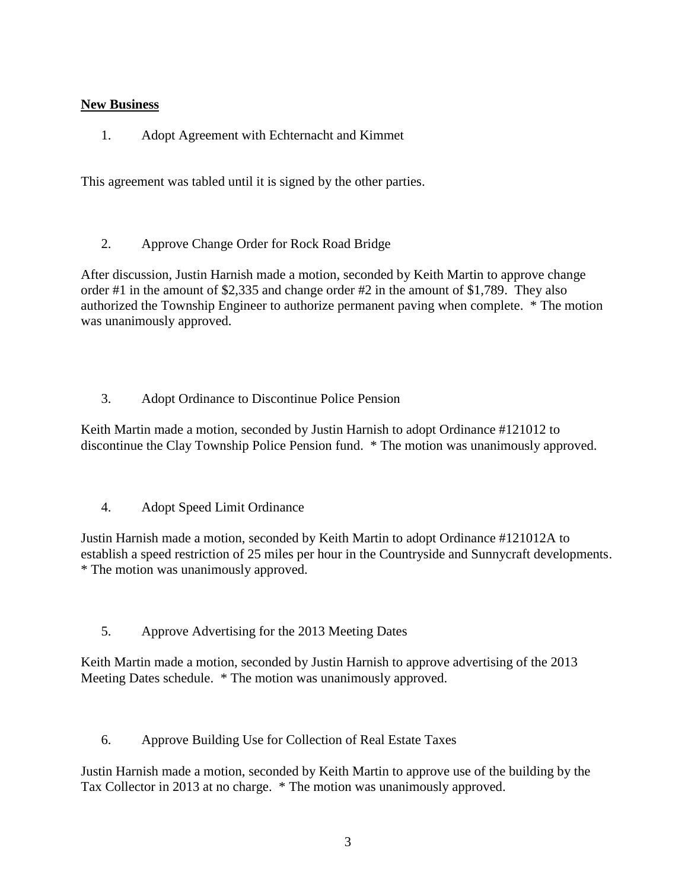**New Business**

1. Adopt Agreement with Echternacht and Kimmet

This agreement was tabled until it is signed by the other parties.

2. Approve Change Order for Rock Road Bridge

After discussion, Justin Harnish made a motion, seconded by Keith Martin to approve change order #1 in the amount of $2,335 and change order #2 in the amount of $1,789. They also authorized the Township Engineer to authorize permanent paving when complete. * The motion was unanimously approved.

3. Adopt Ordinance to Discontinue Police Pension

Keith Martin made a motion, seconded by Justin Harnish to adopt Ordinance #121012 to discontinue the Clay Township Police Pension fund. * The motion was unanimously approved.

4. Adopt Speed Limit Ordinance

Justin Harnish made a motion, seconded by Keith Martin to adopt Ordinance #121012A to establish a speed restriction of 25 miles per hour in the Countryside and Sunnycraft developments. * The motion was unanimously approved.

5. Approve Advertising for the 2013 Meeting Dates

Keith Martin made a motion, seconded by Justin Harnish to approve advertising of the 2013 Meeting Dates schedule. * The motion was unanimously approved.

6. Approve Building Use for Collection of Real Estate Taxes

Justin Harnish made a motion, seconded by Keith Martin to approve use of the building by the Tax Collector in 2013 at no charge. * The motion was unanimously approved.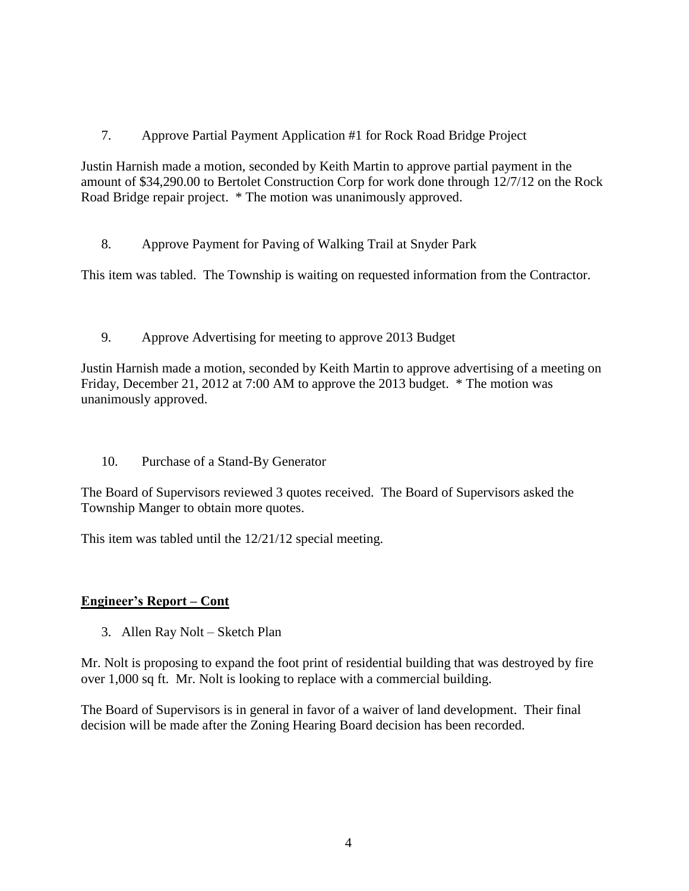7. Approve Partial Payment Application #1 for Rock Road Bridge Project

Justin Harnish made a motion, seconded by Keith Martin to approve partial payment in the amount of $34,290.00 to Bertolet Construction Corp for work done through 12/7/12 on the Rock Road Bridge repair project. * The motion was unanimously approved.

8. Approve Payment for Paving of Walking Trail at Snyder Park

This item was tabled. The Township is waiting on requested information from the Contractor.

9. Approve Advertising for meeting to approve 2013 Budget

Justin Harnish made a motion, seconded by Keith Martin to approve advertising of a meeting on Friday, December 21, 2012 at 7:00 AM to approve the 2013 budget. * The motion was unanimously approved.

10. Purchase of a Stand-By Generator

The Board of Supervisors reviewed 3 quotes received. The Board of Supervisors asked the Township Manger to obtain more quotes.

This item was tabled until the 12/21/12 special meeting.

**Engineer's Report – Cont**

3. Allen Ray Nolt – Sketch Plan

Mr. Nolt is proposing to expand the foot print of residential building that was destroyed by fire over 1,000 sq ft. Mr. Nolt is looking to replace with a commercial building.

The Board of Supervisors is in general in favor of a waiver of land development. Their final decision will be made after the Zoning Hearing Board decision has been recorded.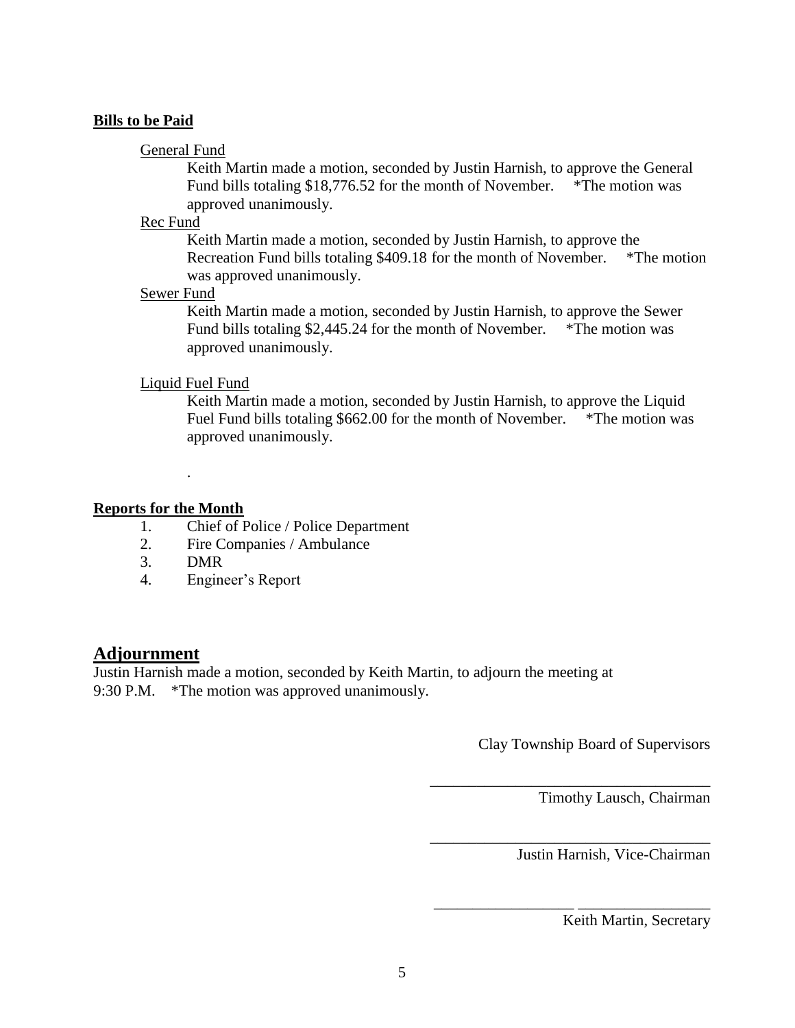**Bills to be Paid**

General Fund

Keith Martin made a motion, seconded by Justin Harnish, to approve the General Fund bills totaling $18,776.52 for the month of November. *The motion was approved unanimously.

Rec Fund

Keith Martin made a motion, seconded by Justin Harnish, to approve the Recreation Fund bills totaling $409.18 for the month of November. *The motion was approved unanimously.

Sewer Fund

Keith Martin made a motion, seconded by Justin Harnish, to approve the Sewer Fund bills totaling $2,445.24 for the month of November. *The motion was approved unanimously.

Liquid Fuel Fund

Keith Martin made a motion, seconded by Justin Harnish, to approve the Liquid Fuel Fund bills totaling $662.00 for the month of November. *The motion was approved unanimously.

.

**Reports for the Month**

1. Chief of Police / Police Department
2. Fire Companies / Ambulance
3. DMR
4. Engineer's Report

## Adjournment

Justin Harnish made a motion, seconded by Keith Martin, to adjourn the meeting at 9:30 P.M. *The motion was approved unanimously.

Clay Township Board of Supervisors

\_\_\_\_\_\_\_\_\_\_\_\_\_\_\_\_\_\_\_\_\_\_\_\_\_\_\_\_\_\_\_\_\_\_\_\_

Timothy Lausch, Chairman

\_\_\_\_\_\_\_\_\_\_\_\_\_\_\_\_\_\_\_\_\_\_\_\_\_\_\_\_\_\_\_\_\_\_\_\_

Justin Harnish, Vice-Chairman

\_\_\_\_\_\_\_\_\_\_\_\_\_\_\_\_\_\_\_\_\_\_\_\_\_\_\_\_\_\_\_\_\_\_\_\_

Keith Martin, Secretary